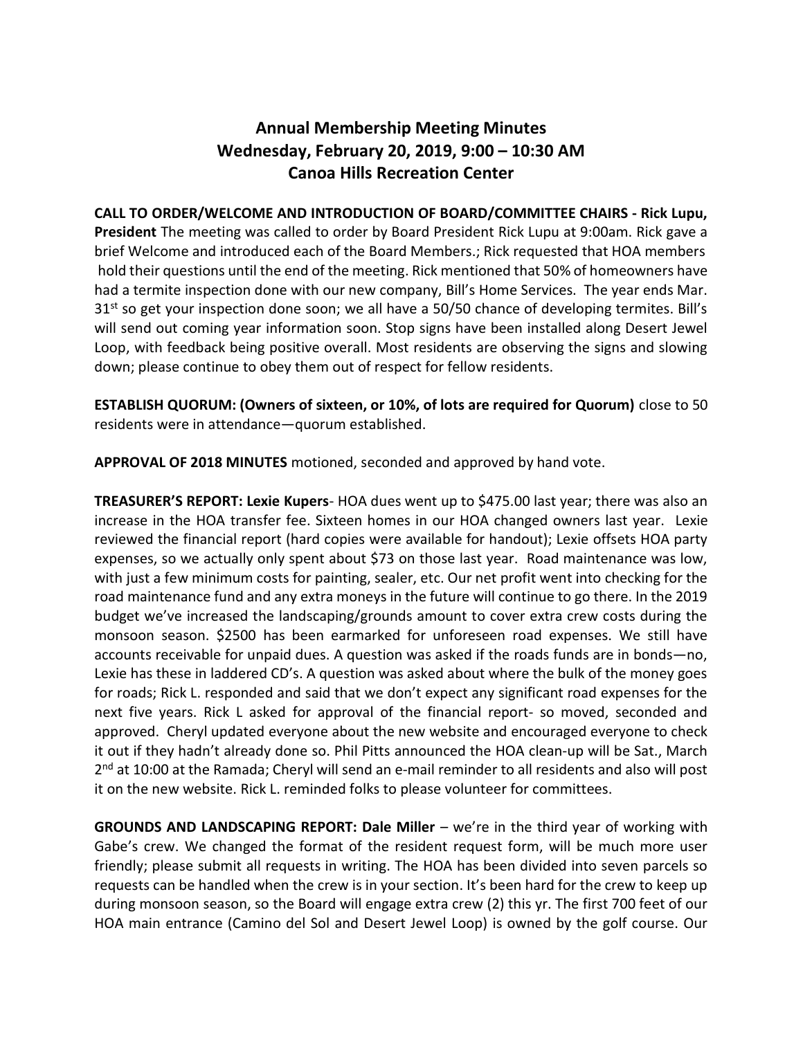# Annual Membership Meeting Minutes
## Wednesday, February 20, 2019, 9:00 – 10:30 AM
## Canoa Hills Recreation Center

**CALL TO ORDER/WELCOME AND INTRODUCTION OF BOARD/COMMITTEE CHAIRS - Rick Lupu, President** The meeting was called to order by Board President Rick Lupu at 9:00am. Rick gave a brief Welcome and introduced each of the Board Members.; Rick requested that HOA members hold their questions until the end of the meeting. Rick mentioned that 50% of homeowners have had a termite inspection done with our new company, Bill's Home Services. The year ends Mar. 31st so get your inspection done soon; we all have a 50/50 chance of developing termites. Bill's will send out coming year information soon. Stop signs have been installed along Desert Jewel Loop, with feedback being positive overall. Most residents are observing the signs and slowing down; please continue to obey them out of respect for fellow residents.

**ESTABLISH QUORUM: (Owners of sixteen, or 10%, of lots are required for Quorum)** close to 50 residents were in attendance—quorum established.

**APPROVAL OF 2018 MINUTES** motioned, seconded and approved by hand vote.

**TREASURER'S REPORT: Lexie Kupers**- HOA dues went up to $475.00 last year; there was also an increase in the HOA transfer fee. Sixteen homes in our HOA changed owners last year. Lexie reviewed the financial report (hard copies were available for handout); Lexie offsets HOA party expenses, so we actually only spent about $73 on those last year. Road maintenance was low, with just a few minimum costs for painting, sealer, etc. Our net profit went into checking for the road maintenance fund and any extra moneys in the future will continue to go there. In the 2019 budget we've increased the landscaping/grounds amount to cover extra crew costs during the monsoon season. $2500 has been earmarked for unforeseen road expenses. We still have accounts receivable for unpaid dues. A question was asked if the roads funds are in bonds—no, Lexie has these in laddered CD's. A question was asked about where the bulk of the money goes for roads; Rick L. responded and said that we don't expect any significant road expenses for the next five years. Rick L asked for approval of the financial report- so moved, seconded and approved. Cheryl updated everyone about the new website and encouraged everyone to check it out if they hadn't already done so. Phil Pitts announced the HOA clean-up will be Sat., March 2nd at 10:00 at the Ramada; Cheryl will send an e-mail reminder to all residents and also will post it on the new website. Rick L. reminded folks to please volunteer for committees.

**GROUNDS AND LANDSCAPING REPORT: Dale Miller** – we're in the third year of working with Gabe's crew. We changed the format of the resident request form, will be much more user friendly; please submit all requests in writing. The HOA has been divided into seven parcels so requests can be handled when the crew is in your section. It's been hard for the crew to keep up during monsoon season, so the Board will engage extra crew (2) this yr. The first 700 feet of our HOA main entrance (Camino del Sol and Desert Jewel Loop) is owned by the golf course. Our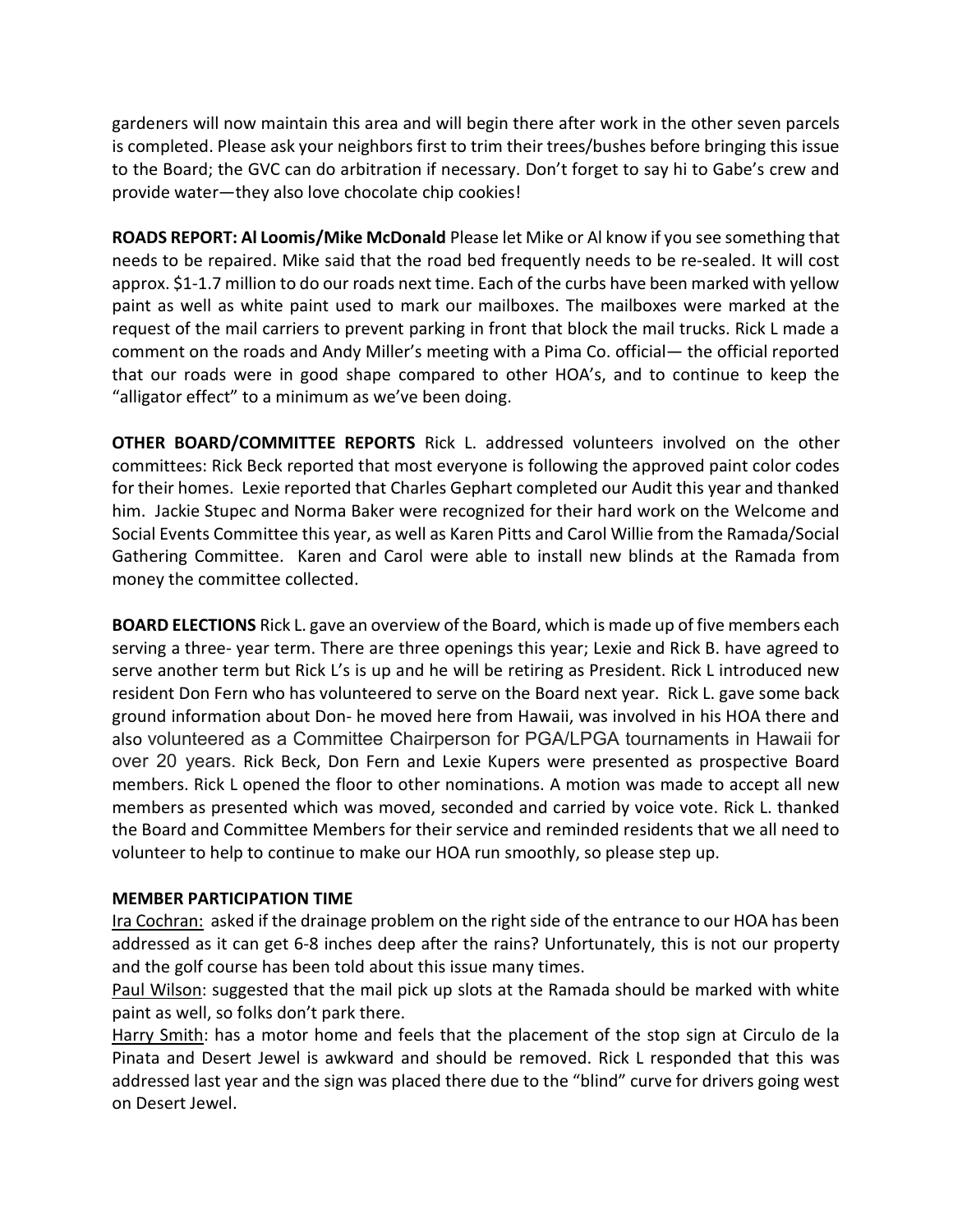gardeners will now maintain this area and will begin there after work in the other seven parcels is completed. Please ask your neighbors first to trim their trees/bushes before bringing this issue to the Board; the GVC can do arbitration if necessary. Don't forget to say hi to Gabe's crew and provide water—they also love chocolate chip cookies!

**ROADS REPORT: Al Loomis/Mike McDonald** Please let Mike or Al know if you see something that needs to be repaired. Mike said that the road bed frequently needs to be re-sealed. It will cost approx. $1-1.7 million to do our roads next time. Each of the curbs have been marked with yellow paint as well as white paint used to mark our mailboxes. The mailboxes were marked at the request of the mail carriers to prevent parking in front that block the mail trucks. Rick L made a comment on the roads and Andy Miller's meeting with a Pima Co. official— the official reported that our roads were in good shape compared to other HOA's, and to continue to keep the "alligator effect" to a minimum as we've been doing.

**OTHER BOARD/COMMITTEE REPORTS** Rick L. addressed volunteers involved on the other committees: Rick Beck reported that most everyone is following the approved paint color codes for their homes. Lexie reported that Charles Gephart completed our Audit this year and thanked him. Jackie Stupec and Norma Baker were recognized for their hard work on the Welcome and Social Events Committee this year, as well as Karen Pitts and Carol Willie from the Ramada/Social Gathering Committee. Karen and Carol were able to install new blinds at the Ramada from money the committee collected.

**BOARD ELECTIONS** Rick L. gave an overview of the Board, which is made up of five members each serving a three- year term. There are three openings this year; Lexie and Rick B. have agreed to serve another term but Rick L's is up and he will be retiring as President. Rick L introduced new resident Don Fern who has volunteered to serve on the Board next year. Rick L. gave some back ground information about Don- he moved here from Hawaii, was involved in his HOA there and also volunteered as a Committee Chairperson for PGA/LPGA tournaments in Hawaii for over 20 years. Rick Beck, Don Fern and Lexie Kupers were presented as prospective Board members. Rick L opened the floor to other nominations. A motion was made to accept all new members as presented which was moved, seconded and carried by voice vote. Rick L. thanked the Board and Committee Members for their service and reminded residents that we all need to volunteer to help to continue to make our HOA run smoothly, so please step up.

**MEMBER PARTICIPATION TIME**

Ira Cochran: asked if the drainage problem on the right side of the entrance to our HOA has been addressed as it can get 6-8 inches deep after the rains? Unfortunately, this is not our property and the golf course has been told about this issue many times.

Paul Wilson: suggested that the mail pick up slots at the Ramada should be marked with white paint as well, so folks don't park there.

Harry Smith: has a motor home and feels that the placement of the stop sign at Circulo de la Pinata and Desert Jewel is awkward and should be removed. Rick L responded that this was addressed last year and the sign was placed there due to the "blind" curve for drivers going west on Desert Jewel.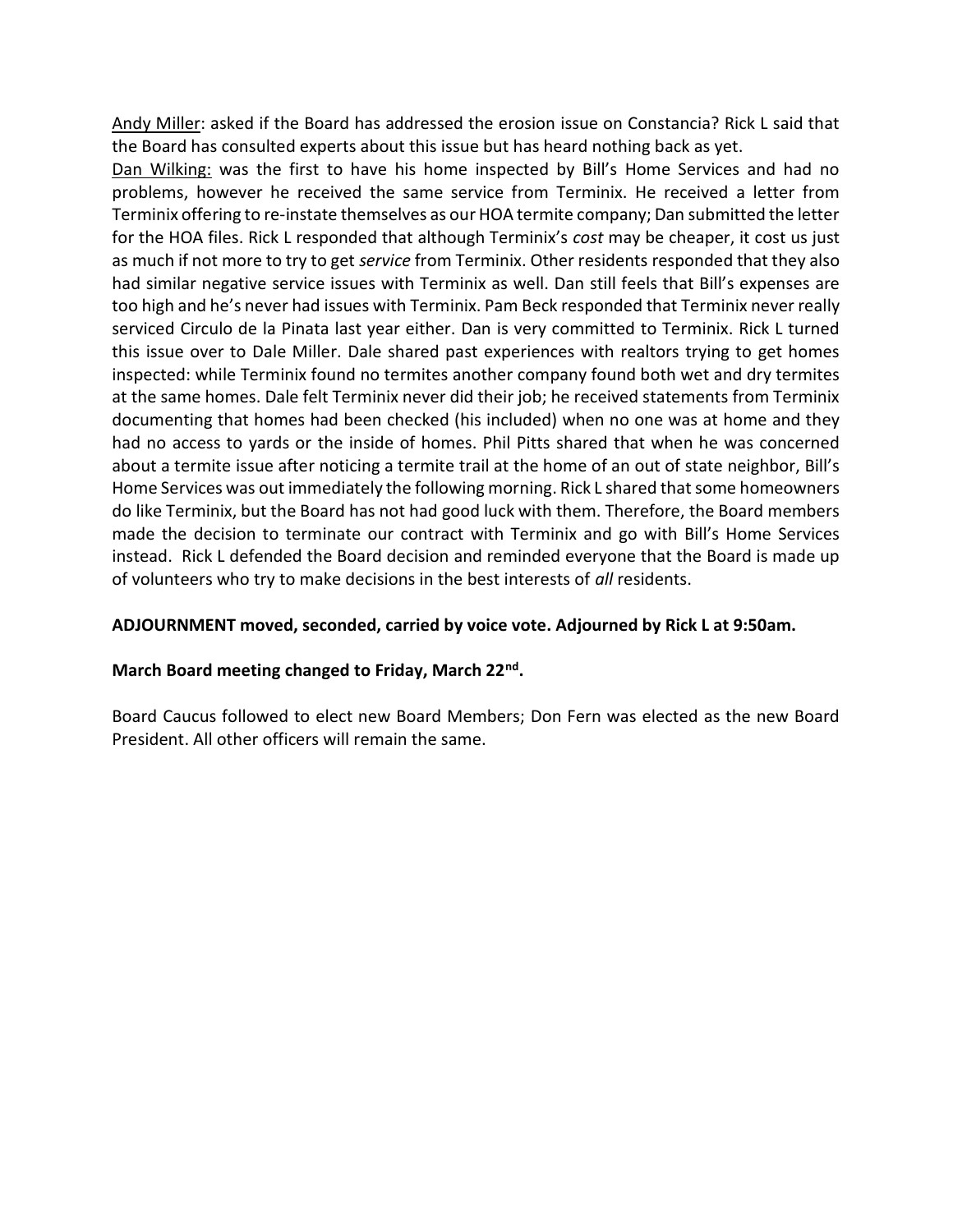<u>Andy Miller</u>: asked if the Board has addressed the erosion issue on Constancia? Rick L said that the Board has consulted experts about this issue but has heard nothing back as yet.

<u>Dan Wilking:</u> was the first to have his home inspected by Bill's Home Services and had no problems, however he received the same service from Terminix. He received a letter from Terminix offering to re-instate themselves as our HOA termite company; Dan submitted the letter for the HOA files. Rick L responded that although Terminix's *cost* may be cheaper, it cost us just as much if not more to try to get *service* from Terminix. Other residents responded that they also had similar negative service issues with Terminix as well. Dan still feels that Bill's expenses are too high and he's never had issues with Terminix. Pam Beck responded that Terminix never really serviced Circulo de la Pinata last year either. Dan is very committed to Terminix. Rick L turned this issue over to Dale Miller. Dale shared past experiences with realtors trying to get homes inspected: while Terminix found no termites another company found both wet and dry termites at the same homes. Dale felt Terminix never did their job; he received statements from Terminix documenting that homes had been checked (his included) when no one was at home and they had no access to yards or the inside of homes. Phil Pitts shared that when he was concerned about a termite issue after noticing a termite trail at the home of an out of state neighbor, Bill's Home Services was out immediately the following morning. Rick L shared that some homeowners do like Terminix, but the Board has not had good luck with them. Therefore, the Board members made the decision to terminate our contract with Terminix and go with Bill's Home Services instead. Rick L defended the Board decision and reminded everyone that the Board is made up of volunteers who try to make decisions in the best interests of *all* residents.

**ADJOURNMENT moved, seconded, carried by voice vote. Adjourned by Rick L at 9:50am.**

**March Board meeting changed to Friday, March 22nd.**

Board Caucus followed to elect new Board Members; Don Fern was elected as the new Board President. All other officers will remain the same.